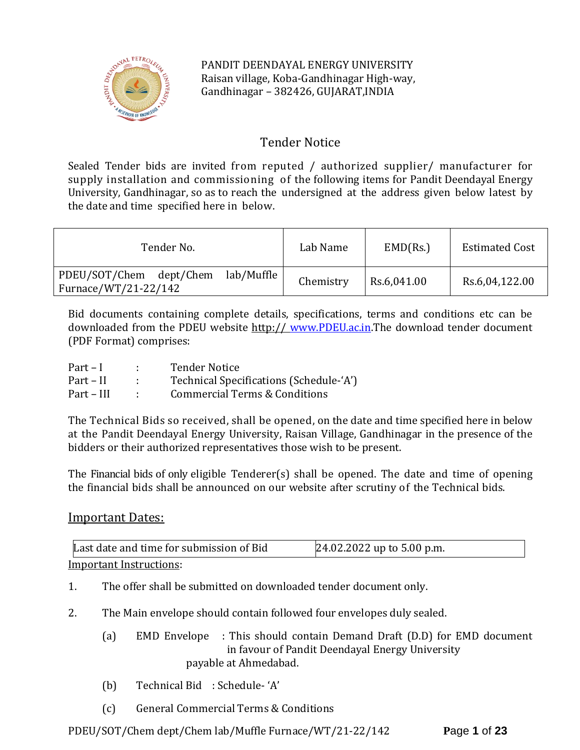PANDIT DEENDAYAL ENERGY UNIVERSITY
Raisan village, Koba-Gandhinagar High-way,
Gandhinagar – 382426, GUJARAT,INDIA

# Tender Notice

Sealed Tender bids are invited from reputed / authorized supplier/ manufacturer for supply installation and commissioning of the following items for Pandit Deendayal Energy University, Gandhinagar, so as to reach the undersigned at the address given below latest by the date and time specified here in below.

| Tender No. | Lab Name | EMD(Rs.) | Estimated Cost |
|---|---|---|---|
| PDEU/SOT/Chem dept/Chem lab/Muffle Furnace/WT/21-22/142 | Chemistry | Rs.6,041.00 | Rs.6,04,122.00 |

Bid documents containing complete details, specifications, terms and conditions etc can be downloaded from the PDEU website http:// www.PDEU.ac.in.The download tender document (PDF Format) comprises:

Part – I : Tender Notice
Part – II : Technical Specifications (Schedule-'A')
Part – III : Commercial Terms & Conditions

The Technical Bids so received, shall be opened, on the date and time specified here in below at the Pandit Deendayal Energy University, Raisan Village, Gandhinagar in the presence of the bidders or their authorized representatives those wish to be present.

The Financial bids of only eligible Tenderer(s) shall be opened. The date and time of opening the financial bids shall be announced on our website after scrutiny of the Technical bids.

## Important Dates:

| Last date and time for submission of Bid | 24.02.2022 up to 5.00 p.m. |
|---|---|

Important Instructions:

1. The offer shall be submitted on downloaded tender document only.

2. The Main envelope should contain followed four envelopes duly sealed.

   (a) EMD Envelope : This should contain Demand Draft (D.D) for EMD document in favour of Pandit Deendayal Energy University payable at Ahmedabad.

   (b) Technical Bid : Schedule- 'A'

   (c) General Commercial Terms & Conditions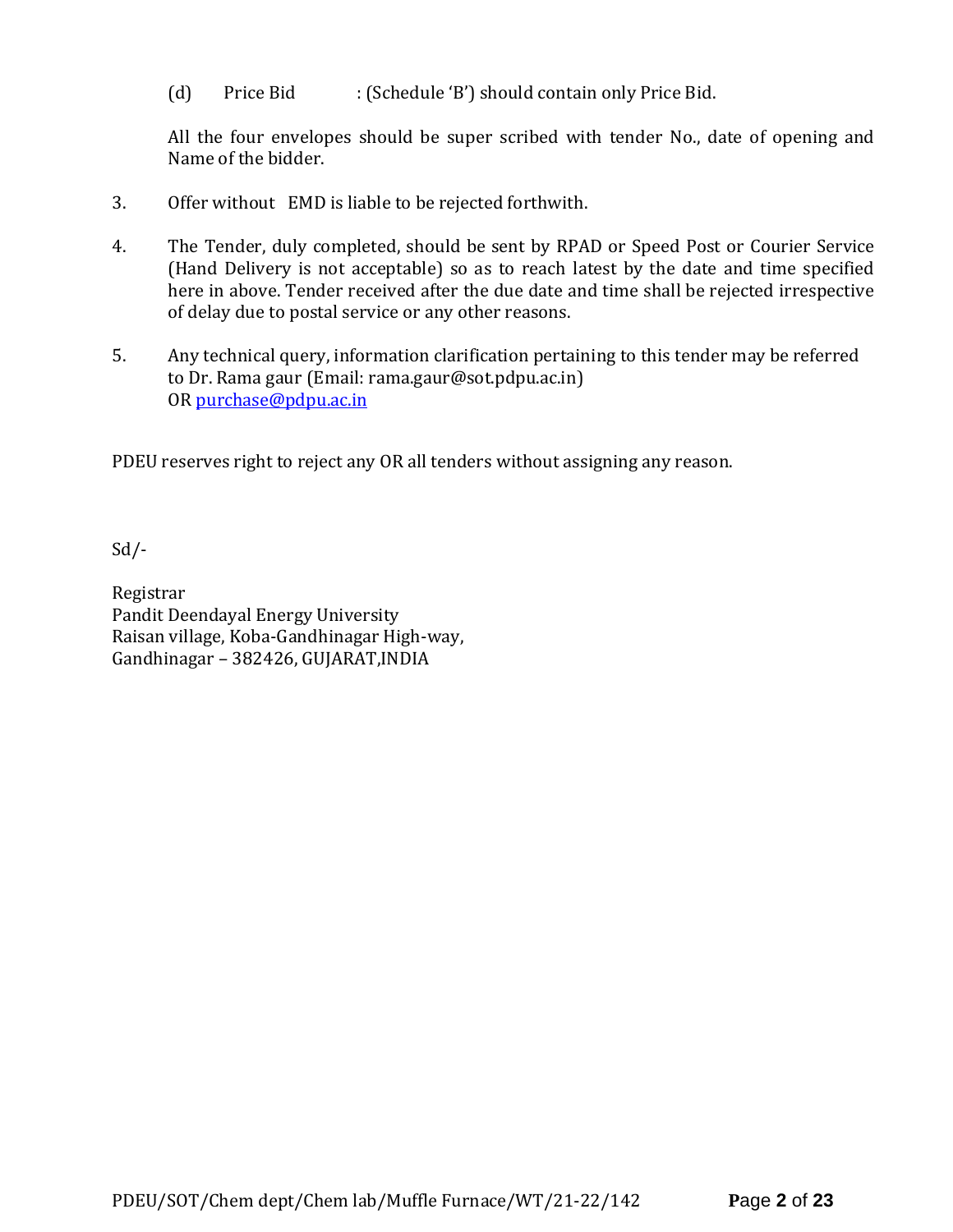(d) Price Bid : (Schedule 'B') should contain only Price Bid.

All the four envelopes should be super scribed with tender No., date of opening and Name of the bidder.

3. Offer without EMD is liable to be rejected forthwith.

4. The Tender, duly completed, should be sent by RPAD or Speed Post or Courier Service (Hand Delivery is not acceptable) so as to reach latest by the date and time specified here in above. Tender received after the due date and time shall be rejected irrespective of delay due to postal service or any other reasons.

5. Any technical query, information clarification pertaining to this tender may be referred to Dr. Rama gaur (Email: rama.gaur@sot.pdpu.ac.in) OR purchase@pdpu.ac.in

PDEU reserves right to reject any OR all tenders without assigning any reason.

Sd/-

Registrar
Pandit Deendayal Energy University
Raisan village, Koba-Gandhinagar High-way,
Gandhinagar – 382426, GUJARAT,INDIA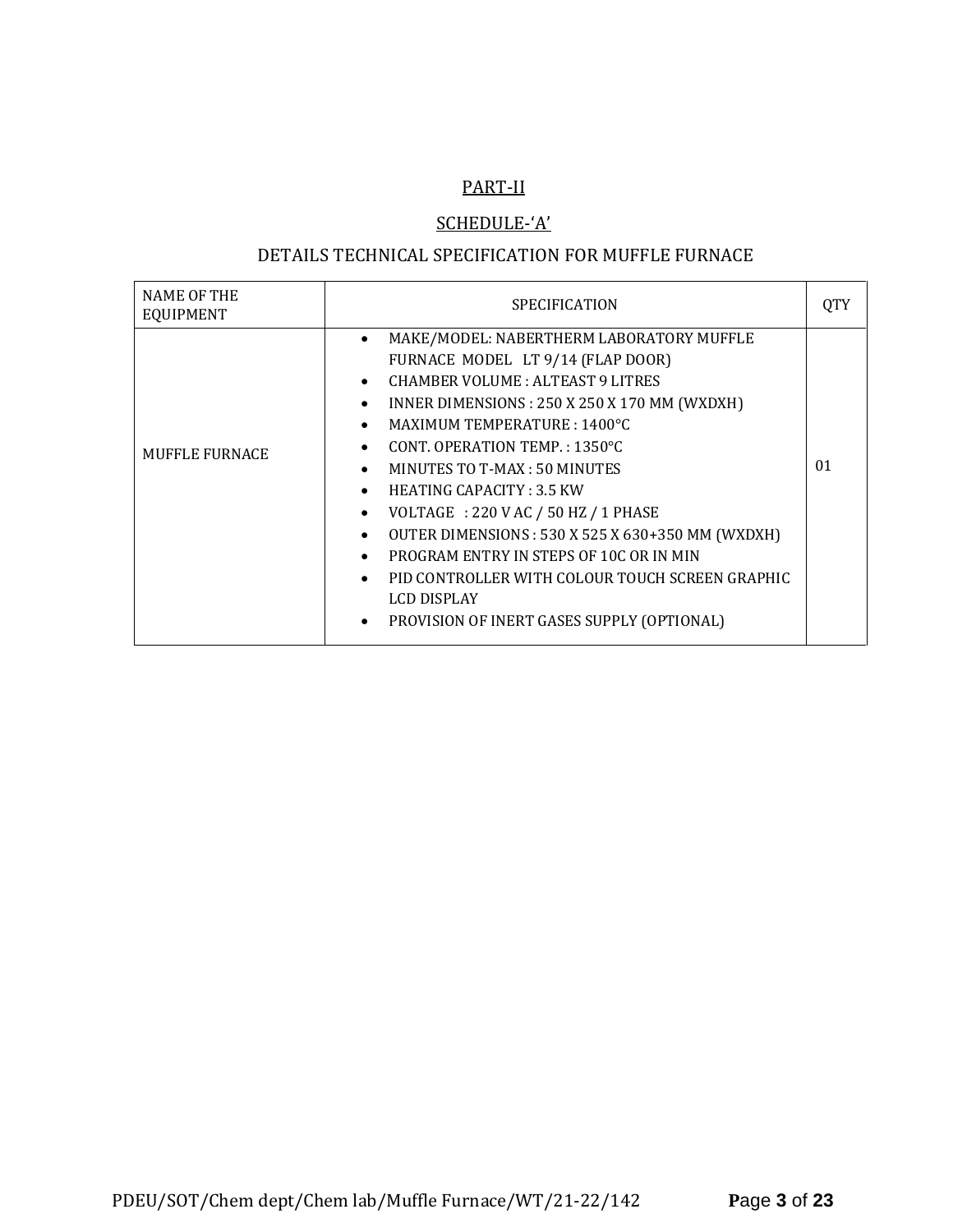## PART-II

## SCHEDULE-'A'

### DETAILS TECHNICAL SPECIFICATION FOR MUFFLE FURNACE

| NAME OF THE EQUIPMENT | SPECIFICATION | QTY |
|---|---|---|
| MUFFLE FURNACE | • MAKE/MODEL: NABERTHERM LABORATORY MUFFLE FURNACE MODEL LT 9/14 (FLAP DOOR)<br>• CHAMBER VOLUME : ALTEAST 9 LITRES<br>• INNER DIMENSIONS : 250 X 250 X 170 MM (WXDXH)<br>• MAXIMUM TEMPERATURE : 1400°C<br>• CONT. OPERATION TEMP. : 1350°C<br>• MINUTES TO T-MAX : 50 MINUTES<br>• HEATING CAPACITY : 3.5 KW<br>• VOLTAGE : 220 V AC / 50 HZ / 1 PHASE<br>• OUTER DIMENSIONS : 530 X 525 X 630+350 MM (WXDXH)<br>• PROGRAM ENTRY IN STEPS OF 10C OR IN MIN<br>• PID CONTROLLER WITH COLOUR TOUCH SCREEN GRAPHIC LCD DISPLAY<br>• PROVISION OF INERT GASES SUPPLY (OPTIONAL) | 01 |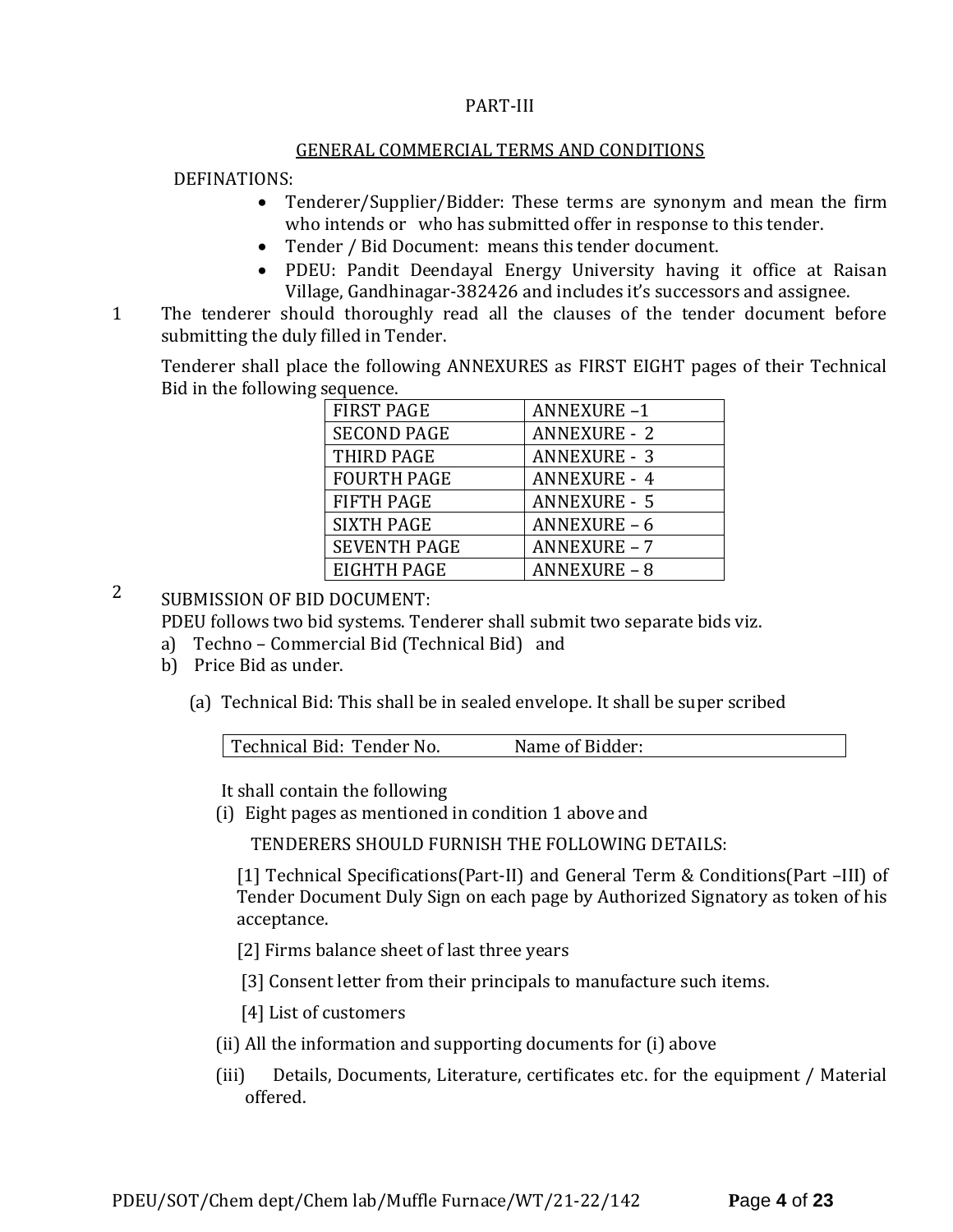PART-III

## GENERAL COMMERCIAL TERMS AND CONDITIONS

DEFINATIONS:

- Tenderer/Supplier/Bidder: These terms are synonym and mean the firm who intends or who has submitted offer in response to this tender.
- Tender / Bid Document: means this tender document.
- PDEU: Pandit Deendayal Energy University having it office at Raisan Village, Gandhinagar-382426 and includes it's successors and assignee.

1 The tenderer should thoroughly read all the clauses of the tender document before submitting the duly filled in Tender.

Tenderer shall place the following ANNEXURES as FIRST EIGHT pages of their Technical Bid in the following sequence.

| FIRST PAGE | ANNEXURE –1 |
|---|---|
| SECOND PAGE | ANNEXURE - 2 |
| THIRD PAGE | ANNEXURE - 3 |
| FOURTH PAGE | ANNEXURE - 4 |
| FIFTH PAGE | ANNEXURE - 5 |
| SIXTH PAGE | ANNEXURE – 6 |
| SEVENTH PAGE | ANNEXURE – 7 |
| EIGHTH PAGE | ANNEXURE – 8 |

2 SUBMISSION OF BID DOCUMENT:

PDEU follows two bid systems. Tenderer shall submit two separate bids viz.

a) Techno – Commercial Bid (Technical Bid) and
b) Price Bid as under.

(a) Technical Bid: This shall be in sealed envelope. It shall be super scribed

| Technical Bid: Tender No. | Name of Bidder: |
|---|---|

It shall contain the following

(i) Eight pages as mentioned in condition 1 above and

TENDERERS SHOULD FURNISH THE FOLLOWING DETAILS:

[1] Technical Specifications(Part-II) and General Term & Conditions(Part –III) of Tender Document Duly Sign on each page by Authorized Signatory as token of his acceptance.

[2] Firms balance sheet of last three years

[3] Consent letter from their principals to manufacture such items.

[4] List of customers

(ii) All the information and supporting documents for (i) above

(iii) Details, Documents, Literature, certificates etc. for the equipment / Material offered.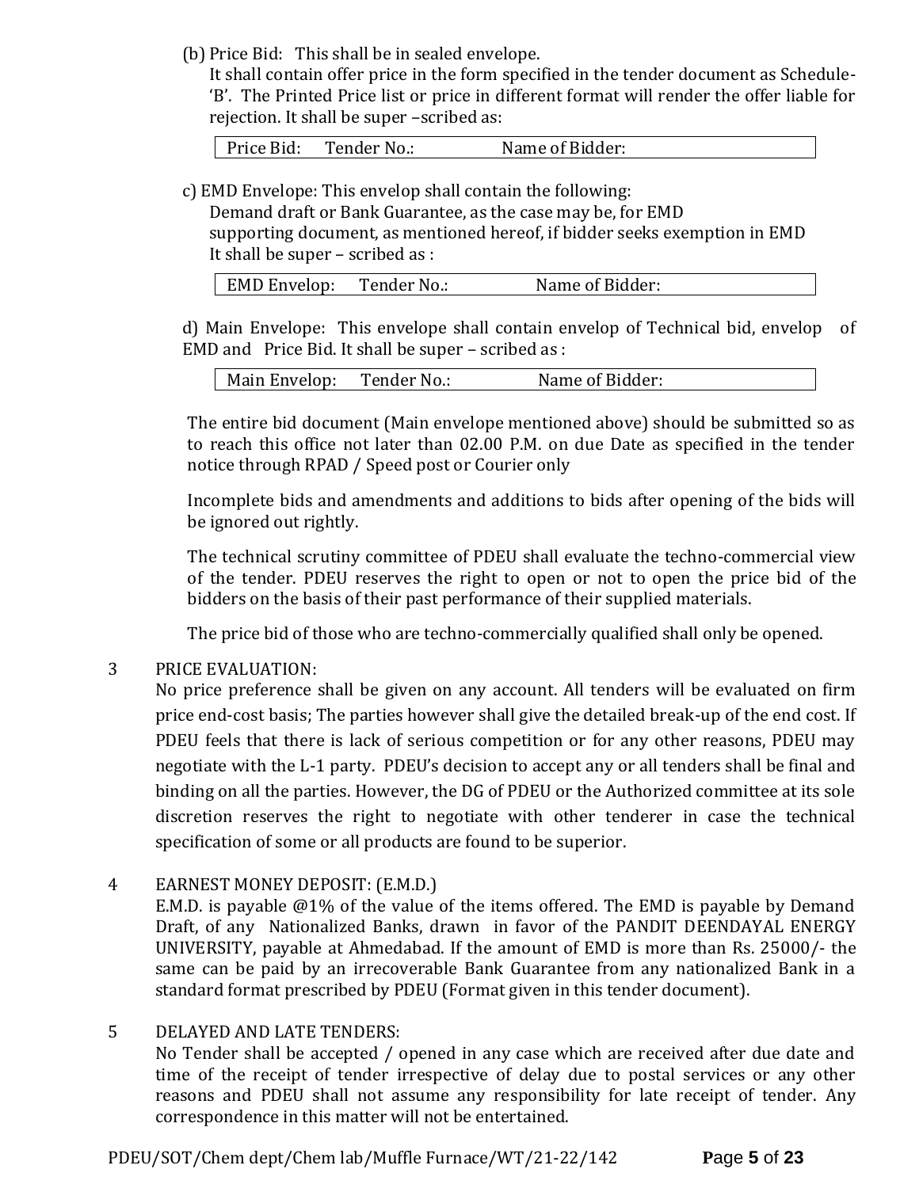(b) Price Bid: This shall be in sealed envelope.

It shall contain offer price in the form specified in the tender document as Schedule-'B'. The Printed Price list or price in different format will render the offer liable for rejection. It shall be super –scribed as:

| Price Bid: Tender No.: Name of Bidder: |
|---|

c) EMD Envelope: This envelop shall contain the following:

Demand draft or Bank Guarantee, as the case may be, for EMD

supporting document, as mentioned hereof, if bidder seeks exemption in EMD

It shall be super – scribed as :

| EMD Envelop: Tender No.: Name of Bidder: |
|---|

d) Main Envelope: This envelope shall contain envelop of Technical bid, envelop of EMD and Price Bid. It shall be super – scribed as :

| Main Envelop: Tender No.: Name of Bidder: |
|---|

The entire bid document (Main envelope mentioned above) should be submitted so as to reach this office not later than 02.00 P.M. on due Date as specified in the tender notice through RPAD / Speed post or Courier only

Incomplete bids and amendments and additions to bids after opening of the bids will be ignored out rightly.

The technical scrutiny committee of PDEU shall evaluate the techno-commercial view of the tender. PDEU reserves the right to open or not to open the price bid of the bidders on the basis of their past performance of their supplied materials.

The price bid of those who are techno-commercially qualified shall only be opened.

3 PRICE EVALUATION:

No price preference shall be given on any account. All tenders will be evaluated on firm price end-cost basis; The parties however shall give the detailed break-up of the end cost. If PDEU feels that there is lack of serious competition or for any other reasons, PDEU may negotiate with the L-1 party. PDEU's decision to accept any or all tenders shall be final and binding on all the parties. However, the DG of PDEU or the Authorized committee at its sole discretion reserves the right to negotiate with other tenderer in case the technical specification of some or all products are found to be superior.

4 EARNEST MONEY DEPOSIT: (E.M.D.)

E.M.D. is payable @1% of the value of the items offered. The EMD is payable by Demand Draft, of any Nationalized Banks, drawn in favor of the PANDIT DEENDAYAL ENERGY UNIVERSITY, payable at Ahmedabad. If the amount of EMD is more than Rs. 25000/- the same can be paid by an irrecoverable Bank Guarantee from any nationalized Bank in a standard format prescribed by PDEU (Format given in this tender document).

5 DELAYED AND LATE TENDERS:

No Tender shall be accepted / opened in any case which are received after due date and time of the receipt of tender irrespective of delay due to postal services or any other reasons and PDEU shall not assume any responsibility for late receipt of tender. Any correspondence in this matter will not be entertained.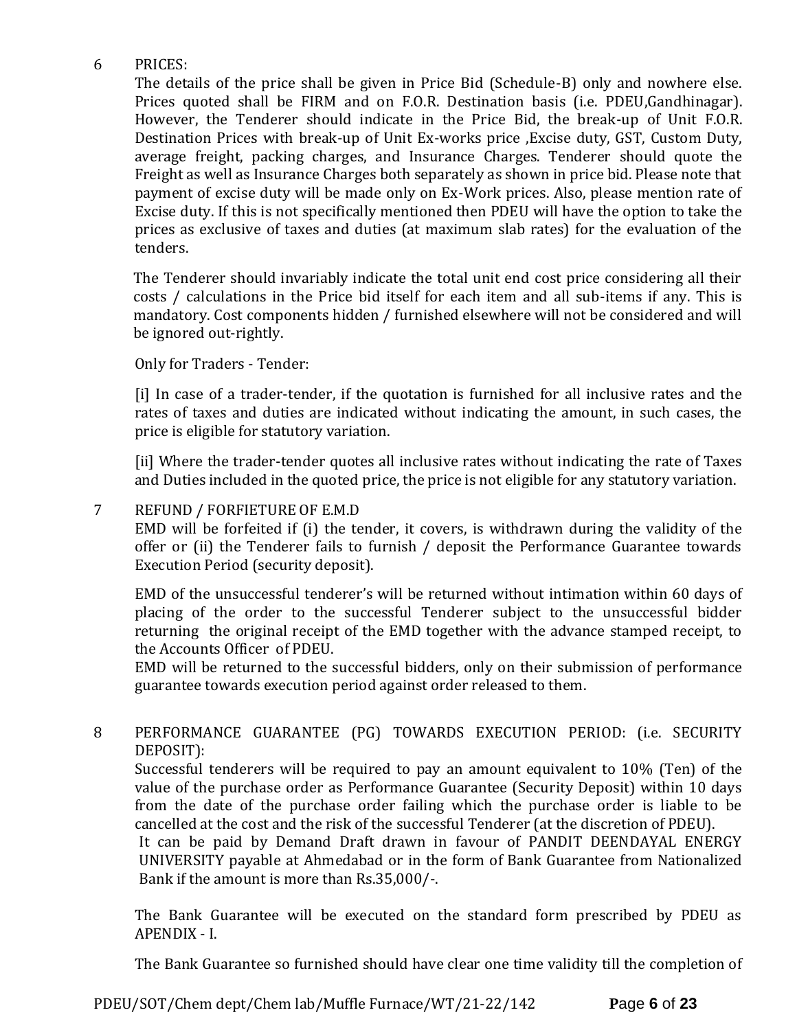## 6 PRICES:

The details of the price shall be given in Price Bid (Schedule-B) only and nowhere else. Prices quoted shall be FIRM and on F.O.R. Destination basis (i.e. PDEU,Gandhinagar). However, the Tenderer should indicate in the Price Bid, the break-up of Unit F.O.R. Destination Prices with break-up of Unit Ex-works price ,Excise duty, GST, Custom Duty, average freight, packing charges, and Insurance Charges. Tenderer should quote the Freight as well as Insurance Charges both separately as shown in price bid. Please note that payment of excise duty will be made only on Ex-Work prices. Also, please mention rate of Excise duty. If this is not specifically mentioned then PDEU will have the option to take the prices as exclusive of taxes and duties (at maximum slab rates) for the evaluation of the tenders.

The Tenderer should invariably indicate the total unit end cost price considering all their costs / calculations in the Price bid itself for each item and all sub-items if any. This is mandatory. Cost components hidden / furnished elsewhere will not be considered and will be ignored out-rightly.

Only for Traders - Tender:

[i] In case of a trader-tender, if the quotation is furnished for all inclusive rates and the rates of taxes and duties are indicated without indicating the amount, in such cases, the price is eligible for statutory variation.

[ii] Where the trader-tender quotes all inclusive rates without indicating the rate of Taxes and Duties included in the quoted price, the price is not eligible for any statutory variation.

## 7 REFUND / FORFIETURE OF E.M.D

EMD will be forfeited if (i) the tender, it covers, is withdrawn during the validity of the offer or (ii) the Tenderer fails to furnish / deposit the Performance Guarantee towards Execution Period (security deposit).

EMD of the unsuccessful tenderer's will be returned without intimation within 60 days of placing of the order to the successful Tenderer subject to the unsuccessful bidder returning the original receipt of the EMD together with the advance stamped receipt, to the Accounts Officer of PDEU.

EMD will be returned to the successful bidders, only on their submission of performance guarantee towards execution period against order released to them.

## 8 PERFORMANCE GUARANTEE (PG) TOWARDS EXECUTION PERIOD: (i.e. SECURITY DEPOSIT):

Successful tenderers will be required to pay an amount equivalent to 10% (Ten) of the value of the purchase order as Performance Guarantee (Security Deposit) within 10 days from the date of the purchase order failing which the purchase order is liable to be cancelled at the cost and the risk of the successful Tenderer (at the discretion of PDEU).

It can be paid by Demand Draft drawn in favour of PANDIT DEENDAYAL ENERGY UNIVERSITY payable at Ahmedabad or in the form of Bank Guarantee from Nationalized Bank if the amount is more than Rs.35,000/-.

The Bank Guarantee will be executed on the standard form prescribed by PDEU as APENDIX - I.

The Bank Guarantee so furnished should have clear one time validity till the completion of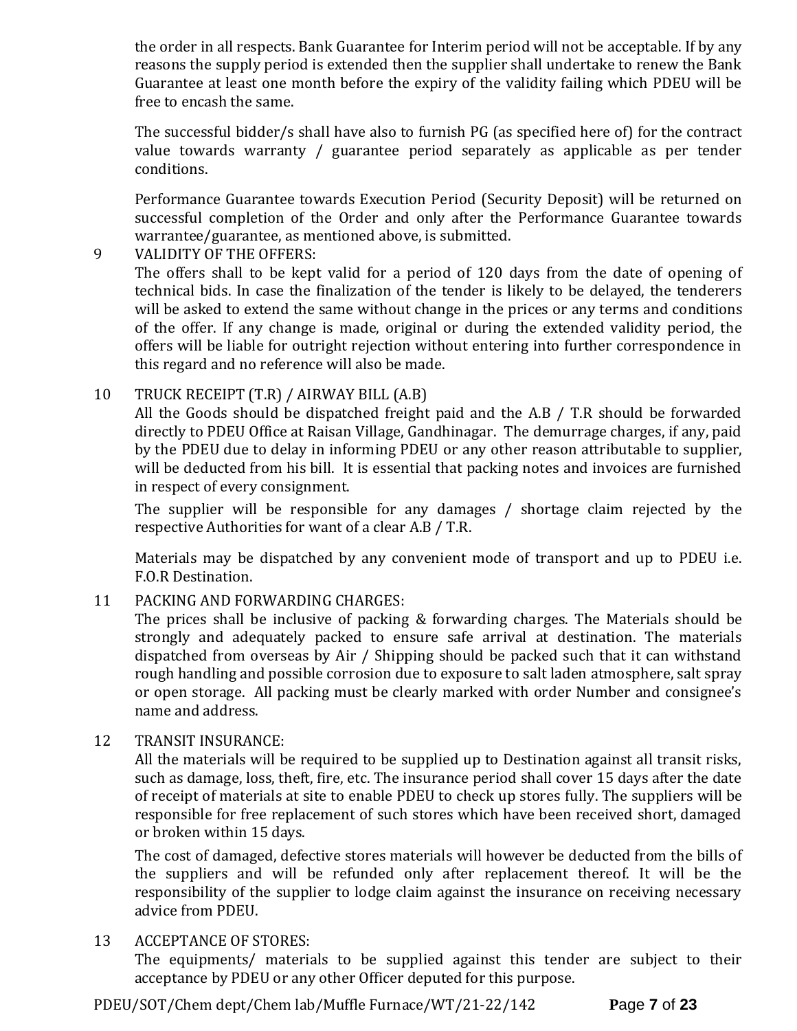the order in all respects. Bank Guarantee for Interim period will not be acceptable. If by any reasons the supply period is extended then the supplier shall undertake to renew the Bank Guarantee at least one month before the expiry of the validity failing which PDEU will be free to encash the same.

The successful bidder/s shall have also to furnish PG (as specified here of) for the contract value towards warranty / guarantee period separately as applicable as per tender conditions.

Performance Guarantee towards Execution Period (Security Deposit) will be returned on successful completion of the Order and only after the Performance Guarantee towards warrantee/guarantee, as mentioned above, is submitted.

9 VALIDITY OF THE OFFERS:

The offers shall to be kept valid for a period of 120 days from the date of opening of technical bids. In case the finalization of the tender is likely to be delayed, the tenderers will be asked to extend the same without change in the prices or any terms and conditions of the offer. If any change is made, original or during the extended validity period, the offers will be liable for outright rejection without entering into further correspondence in this regard and no reference will also be made.

10 TRUCK RECEIPT (T.R) / AIRWAY BILL (A.B)

All the Goods should be dispatched freight paid and the A.B / T.R should be forwarded directly to PDEU Office at Raisan Village, Gandhinagar. The demurrage charges, if any, paid by the PDEU due to delay in informing PDEU or any other reason attributable to supplier, will be deducted from his bill. It is essential that packing notes and invoices are furnished in respect of every consignment.

The supplier will be responsible for any damages / shortage claim rejected by the respective Authorities for want of a clear A.B / T.R.

Materials may be dispatched by any convenient mode of transport and up to PDEU i.e. F.O.R Destination.

11 PACKING AND FORWARDING CHARGES:

The prices shall be inclusive of packing & forwarding charges. The Materials should be strongly and adequately packed to ensure safe arrival at destination. The materials dispatched from overseas by Air / Shipping should be packed such that it can withstand rough handling and possible corrosion due to exposure to salt laden atmosphere, salt spray or open storage. All packing must be clearly marked with order Number and consignee's name and address.

12 TRANSIT INSURANCE:

All the materials will be required to be supplied up to Destination against all transit risks, such as damage, loss, theft, fire, etc. The insurance period shall cover 15 days after the date of receipt of materials at site to enable PDEU to check up stores fully. The suppliers will be responsible for free replacement of such stores which have been received short, damaged or broken within 15 days.

The cost of damaged, defective stores materials will however be deducted from the bills of the suppliers and will be refunded only after replacement thereof. It will be the responsibility of the supplier to lodge claim against the insurance on receiving necessary advice from PDEU.

13 ACCEPTANCE OF STORES:

The equipments/ materials to be supplied against this tender are subject to their acceptance by PDEU or any other Officer deputed for this purpose.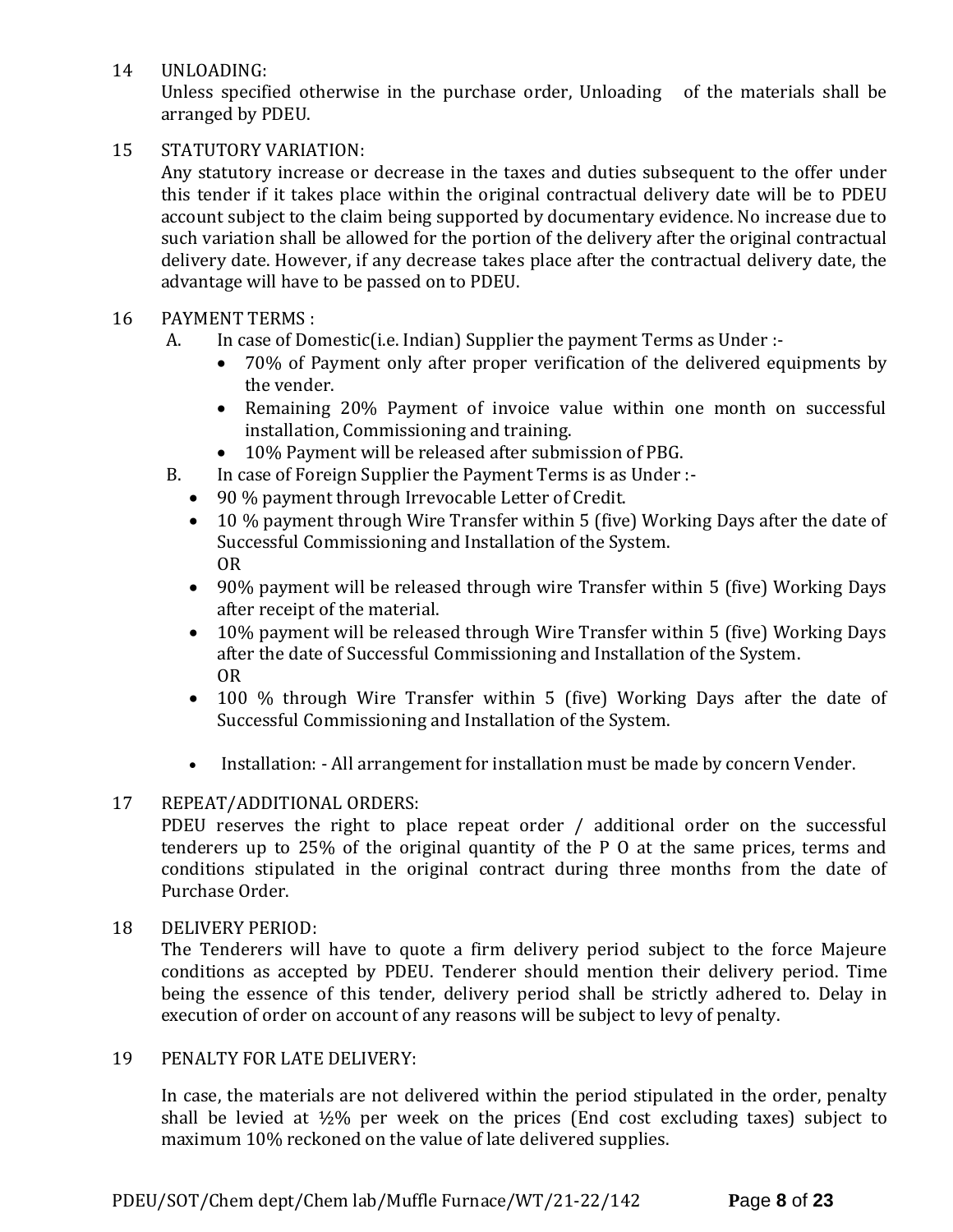14 UNLOADING:

Unless specified otherwise in the purchase order, Unloading of the materials shall be arranged by PDEU.

15 STATUTORY VARIATION:

Any statutory increase or decrease in the taxes and duties subsequent to the offer under this tender if it takes place within the original contractual delivery date will be to PDEU account subject to the claim being supported by documentary evidence. No increase due to such variation shall be allowed for the portion of the delivery after the original contractual delivery date. However, if any decrease takes place after the contractual delivery date, the advantage will have to be passed on to PDEU.

16 PAYMENT TERMS :

A. In case of Domestic(i.e. Indian) Supplier the payment Terms as Under :-
   - 70% of Payment only after proper verification of the delivered equipments by the vender.
   - Remaining 20% Payment of invoice value within one month on successful installation, Commissioning and training.
   - 10% Payment will be released after submission of PBG.

B. In case of Foreign Supplier the Payment Terms is as Under :-
   - 90 % payment through Irrevocable Letter of Credit.
   - 10 % payment through Wire Transfer within 5 (five) Working Days after the date of Successful Commissioning and Installation of the System.
     OR
   - 90% payment will be released through wire Transfer within 5 (five) Working Days after receipt of the material.
   - 10% payment will be released through Wire Transfer within 5 (five) Working Days after the date of Successful Commissioning and Installation of the System.
     OR
   - 100 % through Wire Transfer within 5 (five) Working Days after the date of Successful Commissioning and Installation of the System.
   - Installation: - All arrangement for installation must be made by concern Vender.

17 REPEAT/ADDITIONAL ORDERS:

PDEU reserves the right to place repeat order / additional order on the successful tenderers up to 25% of the original quantity of the P O at the same prices, terms and conditions stipulated in the original contract during three months from the date of Purchase Order.

18 DELIVERY PERIOD:

The Tenderers will have to quote a firm delivery period subject to the force Majeure conditions as accepted by PDEU. Tenderer should mention their delivery period. Time being the essence of this tender, delivery period shall be strictly adhered to. Delay in execution of order on account of any reasons will be subject to levy of penalty.

19 PENALTY FOR LATE DELIVERY:

In case, the materials are not delivered within the period stipulated in the order, penalty shall be levied at ½% per week on the prices (End cost excluding taxes) subject to maximum 10% reckoned on the value of late delivered supplies.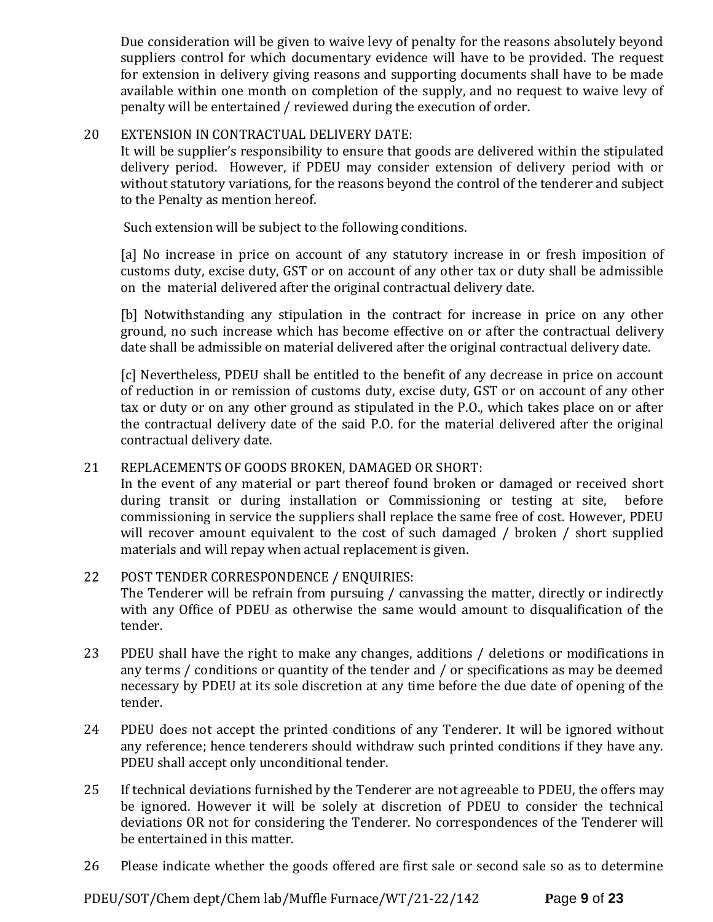Due consideration will be given to waive levy of penalty for the reasons absolutely beyond suppliers control for which documentary evidence will have to be provided. The request for extension in delivery giving reasons and supporting documents shall have to be made available within one month on completion of the supply, and no request to waive levy of penalty will be entertained / reviewed during the execution of order.

20 EXTENSION IN CONTRACTUAL DELIVERY DATE:
It will be supplier's responsibility to ensure that goods are delivered within the stipulated delivery period. However, if PDEU may consider extension of delivery period with or without statutory variations, for the reasons beyond the control of the tenderer and subject to the Penalty as mention hereof.

Such extension will be subject to the following conditions.

[a] No increase in price on account of any statutory increase in or fresh imposition of customs duty, excise duty, GST or on account of any other tax or duty shall be admissible on the material delivered after the original contractual delivery date.

[b] Notwithstanding any stipulation in the contract for increase in price on any other ground, no such increase which has become effective on or after the contractual delivery date shall be admissible on material delivered after the original contractual delivery date.

[c] Nevertheless, PDEU shall be entitled to the benefit of any decrease in price on account of reduction in or remission of customs duty, excise duty, GST or on account of any other tax or duty or on any other ground as stipulated in the P.O., which takes place on or after the contractual delivery date of the said P.O. for the material delivered after the original contractual delivery date.

21 REPLACEMENTS OF GOODS BROKEN, DAMAGED OR SHORT:
In the event of any material or part thereof found broken or damaged or received short during transit or during installation or Commissioning or testing at site, before commissioning in service the suppliers shall replace the same free of cost. However, PDEU will recover amount equivalent to the cost of such damaged / broken / short supplied materials and will repay when actual replacement is given.

22 POST TENDER CORRESPONDENCE / ENQUIRIES:
The Tenderer will be refrain from pursuing / canvassing the matter, directly or indirectly with any Office of PDEU as otherwise the same would amount to disqualification of the tender.

23 PDEU shall have the right to make any changes, additions / deletions or modifications in any terms / conditions or quantity of the tender and / or specifications as may be deemed necessary by PDEU at its sole discretion at any time before the due date of opening of the tender.

24 PDEU does not accept the printed conditions of any Tenderer. It will be ignored without any reference; hence tenderers should withdraw such printed conditions if they have any. PDEU shall accept only unconditional tender.

25 If technical deviations furnished by the Tenderer are not agreeable to PDEU, the offers may be ignored. However it will be solely at discretion of PDEU to consider the technical deviations OR not for considering the Tenderer. No correspondences of the Tenderer will be entertained in this matter.

26 Please indicate whether the goods offered are first sale or second sale so as to determine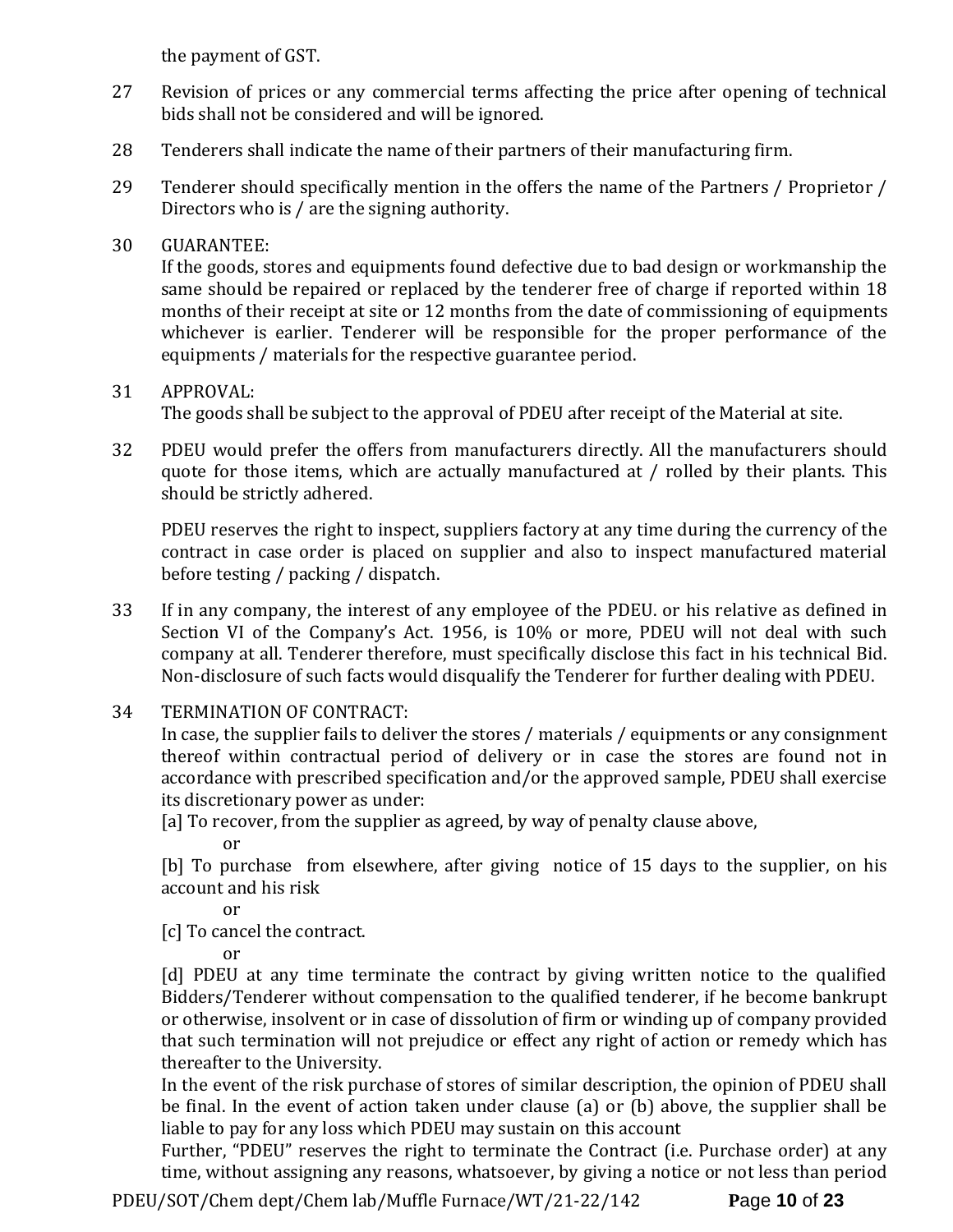the payment of GST.

27 Revision of prices or any commercial terms affecting the price after opening of technical bids shall not be considered and will be ignored.

28 Tenderers shall indicate the name of their partners of their manufacturing firm.

29 Tenderer should specifically mention in the offers the name of the Partners / Proprietor / Directors who is / are the signing authority.

30 GUARANTEE:
If the goods, stores and equipments found defective due to bad design or workmanship the same should be repaired or replaced by the tenderer free of charge if reported within 18 months of their receipt at site or 12 months from the date of commissioning of equipments whichever is earlier. Tenderer will be responsible for the proper performance of the equipments / materials for the respective guarantee period.

31 APPROVAL:
The goods shall be subject to the approval of PDEU after receipt of the Material at site.

32 PDEU would prefer the offers from manufacturers directly. All the manufacturers should quote for those items, which are actually manufactured at / rolled by their plants. This should be strictly adhered.

PDEU reserves the right to inspect, suppliers factory at any time during the currency of the contract in case order is placed on supplier and also to inspect manufactured material before testing / packing / dispatch.

33 If in any company, the interest of any employee of the PDEU. or his relative as defined in Section VI of the Company's Act. 1956, is 10% or more, PDEU will not deal with such company at all. Tenderer therefore, must specifically disclose this fact in his technical Bid. Non-disclosure of such facts would disqualify the Tenderer for further dealing with PDEU.

34 TERMINATION OF CONTRACT:
In case, the supplier fails to deliver the stores / materials / equipments or any consignment thereof within contractual period of delivery or in case the stores are found not in accordance with prescribed specification and/or the approved sample, PDEU shall exercise its discretionary power as under:

[a] To recover, from the supplier as agreed, by way of penalty clause above,

or

[b] To purchase from elsewhere, after giving notice of 15 days to the supplier, on his account and his risk

or

[c] To cancel the contract.

or

[d] PDEU at any time terminate the contract by giving written notice to the qualified Bidders/Tenderer without compensation to the qualified tenderer, if he become bankrupt or otherwise, insolvent or in case of dissolution of firm or winding up of company provided that such termination will not prejudice or effect any right of action or remedy which has thereafter to the University.

In the event of the risk purchase of stores of similar description, the opinion of PDEU shall be final. In the event of action taken under clause (a) or (b) above, the supplier shall be liable to pay for any loss which PDEU may sustain on this account

Further, "PDEU" reserves the right to terminate the Contract (i.e. Purchase order) at any time, without assigning any reasons, whatsoever, by giving a notice or not less than period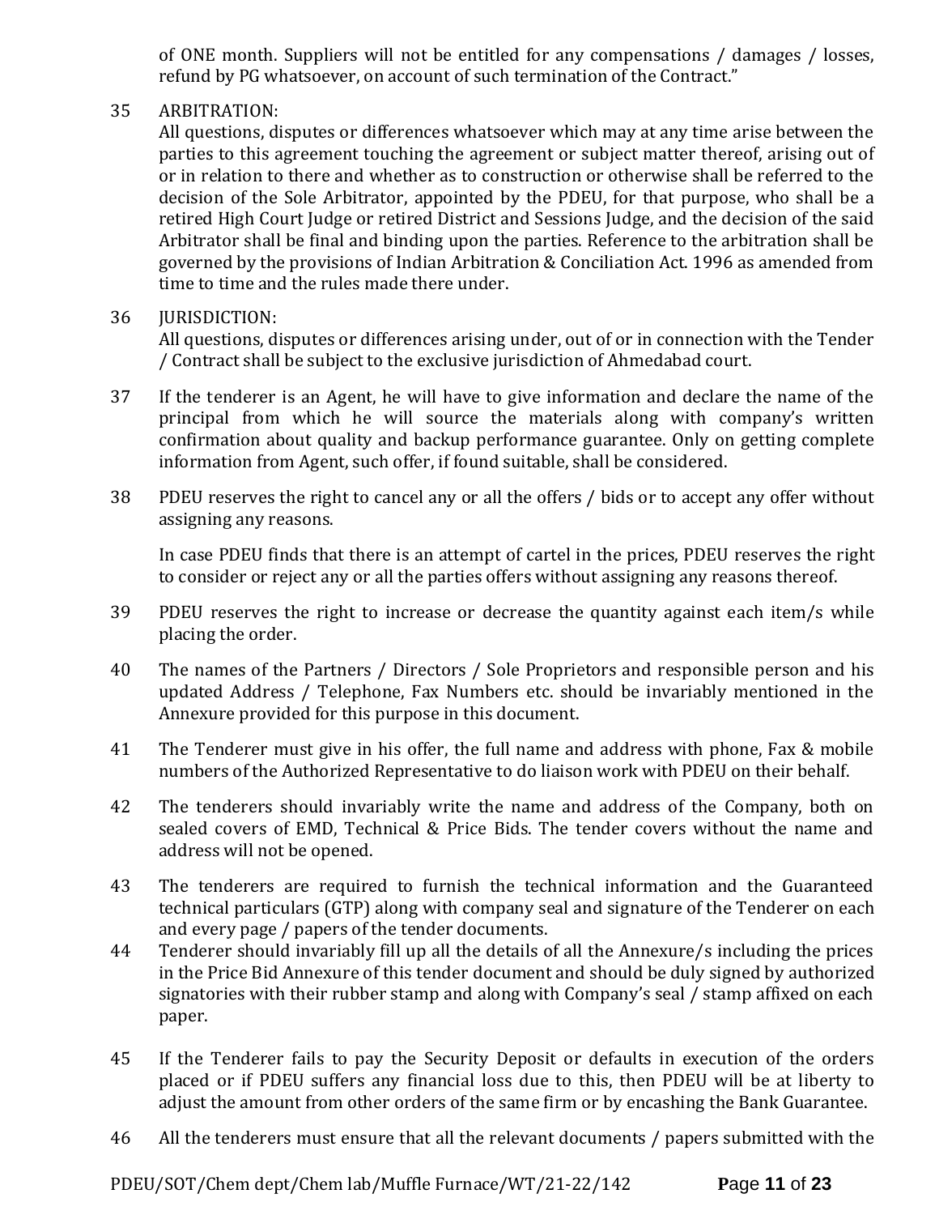of ONE month. Suppliers will not be entitled for any compensations / damages / losses, refund by PG whatsoever, on account of such termination of the Contract."

35 ARBITRATION:

All questions, disputes or differences whatsoever which may at any time arise between the parties to this agreement touching the agreement or subject matter thereof, arising out of or in relation to there and whether as to construction or otherwise shall be referred to the decision of the Sole Arbitrator, appointed by the PDEU, for that purpose, who shall be a retired High Court Judge or retired District and Sessions Judge, and the decision of the said Arbitrator shall be final and binding upon the parties. Reference to the arbitration shall be governed by the provisions of Indian Arbitration & Conciliation Act. 1996 as amended from time to time and the rules made there under.

36 JURISDICTION:

All questions, disputes or differences arising under, out of or in connection with the Tender / Contract shall be subject to the exclusive jurisdiction of Ahmedabad court.

37 If the tenderer is an Agent, he will have to give information and declare the name of the principal from which he will source the materials along with company's written confirmation about quality and backup performance guarantee. Only on getting complete information from Agent, such offer, if found suitable, shall be considered.

38 PDEU reserves the right to cancel any or all the offers / bids or to accept any offer without assigning any reasons.

In case PDEU finds that there is an attempt of cartel in the prices, PDEU reserves the right to consider or reject any or all the parties offers without assigning any reasons thereof.

39 PDEU reserves the right to increase or decrease the quantity against each item/s while placing the order.

40 The names of the Partners / Directors / Sole Proprietors and responsible person and his updated Address / Telephone, Fax Numbers etc. should be invariably mentioned in the Annexure provided for this purpose in this document.

41 The Tenderer must give in his offer, the full name and address with phone, Fax & mobile numbers of the Authorized Representative to do liaison work with PDEU on their behalf.

42 The tenderers should invariably write the name and address of the Company, both on sealed covers of EMD, Technical & Price Bids. The tender covers without the name and address will not be opened.

43 The tenderers are required to furnish the technical information and the Guaranteed technical particulars (GTP) along with company seal and signature of the Tenderer on each and every page / papers of the tender documents.

44 Tenderer should invariably fill up all the details of all the Annexure/s including the prices in the Price Bid Annexure of this tender document and should be duly signed by authorized signatories with their rubber stamp and along with Company's seal / stamp affixed on each paper.

45 If the Tenderer fails to pay the Security Deposit or defaults in execution of the orders placed or if PDEU suffers any financial loss due to this, then PDEU will be at liberty to adjust the amount from other orders of the same firm or by encashing the Bank Guarantee.

46 All the tenderers must ensure that all the relevant documents / papers submitted with the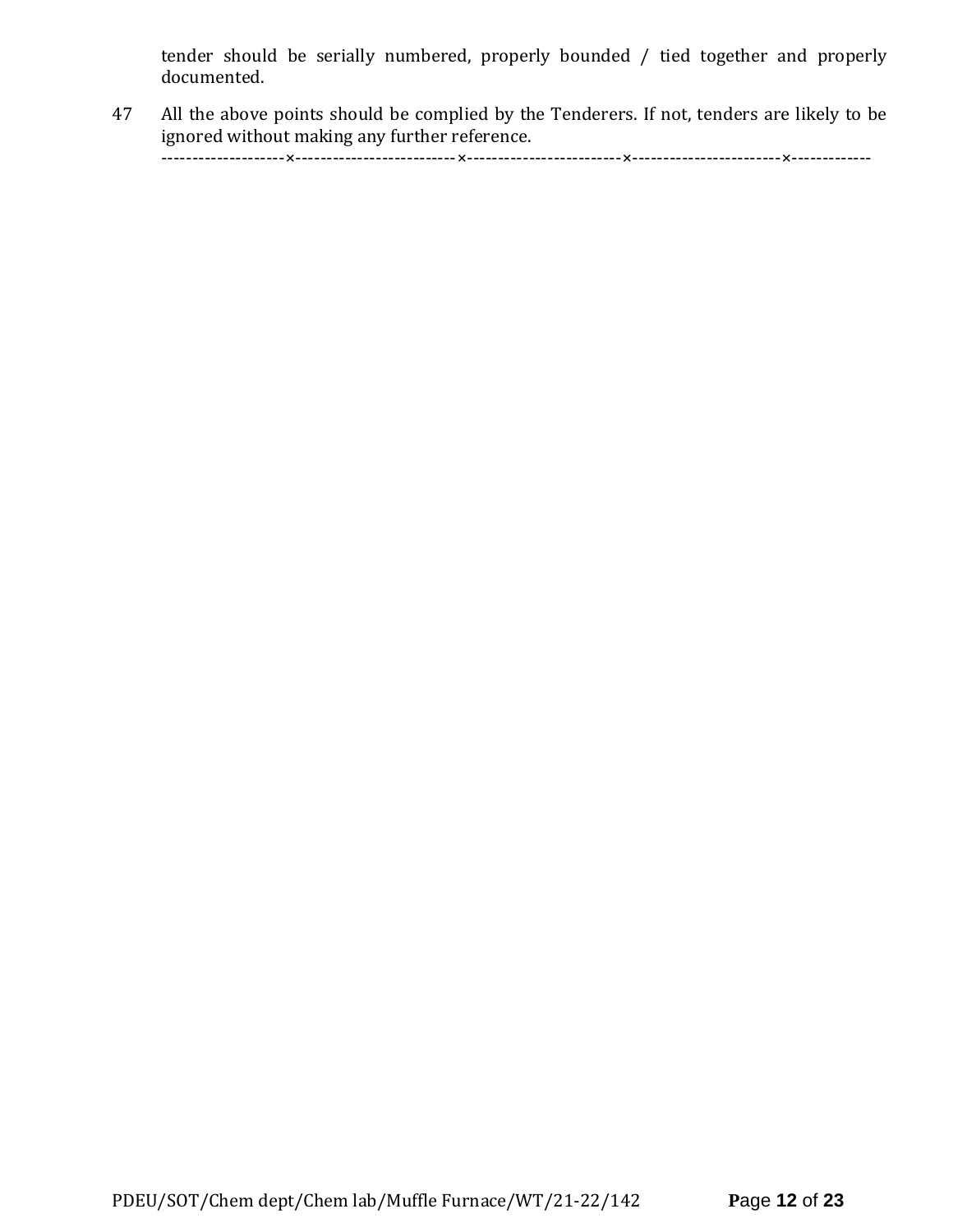tender should be serially numbered, properly bounded / tied together and properly documented.

47 All the above points should be complied by the Tenderers. If not, tenders are likely to be ignored without making any further reference.

--------------------×--------------------------×-------------------------×------------------------×-------------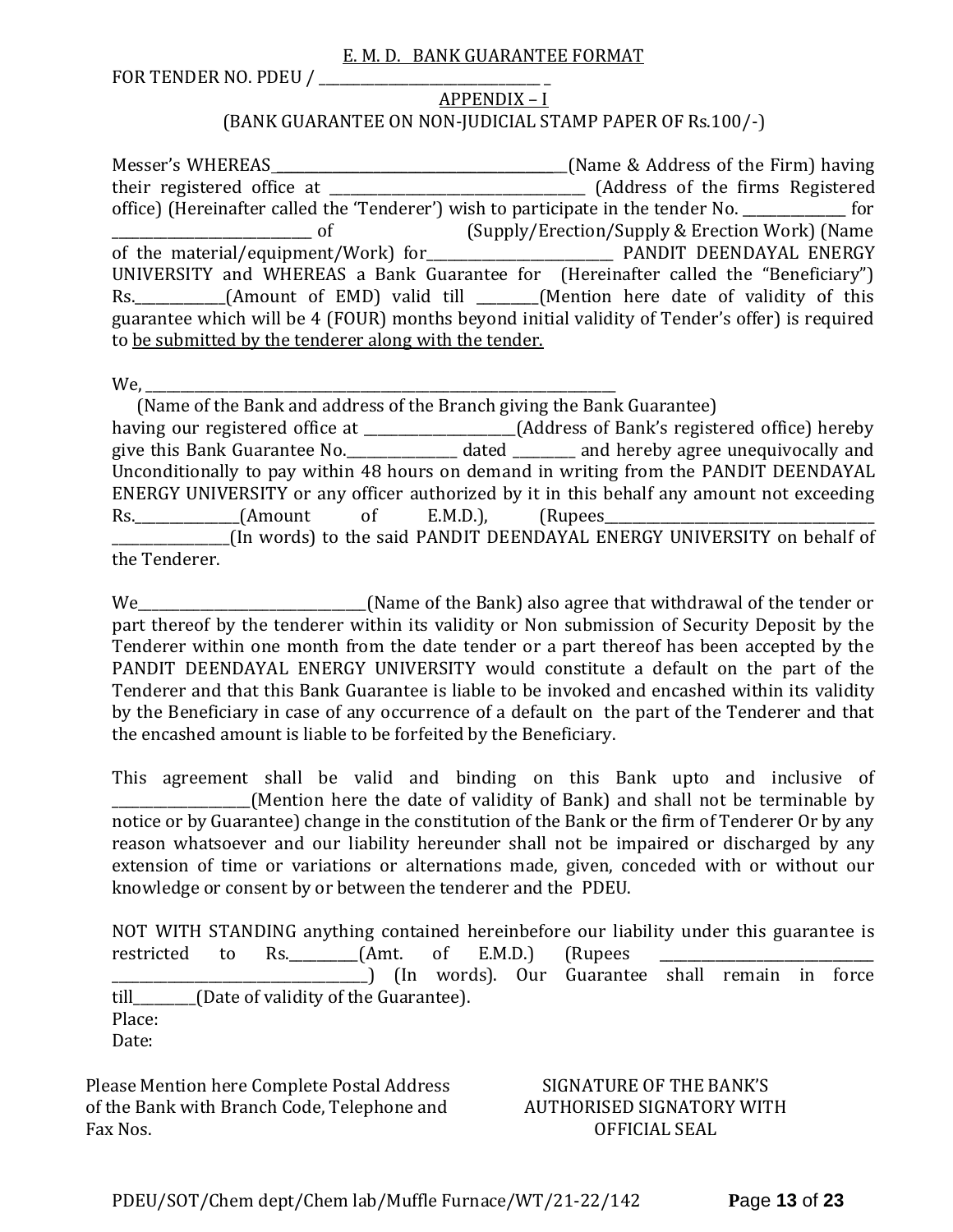<u>E. M. D. BANK GUARANTEE FORMAT</u>

FOR TENDER NO. PDEU / ________________________________ _

<u>APPENDIX – I</u>

(BANK GUARANTEE ON NON-JUDICIAL STAMP PAPER OF Rs.100/-)

Messer's WHEREAS___________________________________________(Name & Address of the Firm) having their registered office at ___________________________________ (Address of the firms Registered office) (Hereinafter called the 'Tenderer') wish to participate in the tender No. ______________ for ____________________________ of (Supply/Erection/Supply & Erection Work) (Name of the material/equipment/Work) for___________________________ PANDIT DEENDAYAL ENERGY UNIVERSITY and WHEREAS a Bank Guarantee for (Hereinafter called the "Beneficiary") Rs.____________(Amount of EMD) valid till ________(Mention here date of validity of this guarantee which will be 4 (FOUR) months beyond initial validity of Tender's offer) is required to <u>be submitted by the tenderer along with the tender.</u>

We, ______________________________________________________________________

(Name of the Bank and address of the Branch giving the Bank Guarantee) having our registered office at _____________________(Address of Bank's registered office) hereby give this Bank Guarantee No.________________ dated _________ and hereby agree unequivocally and Unconditionally to pay within 48 hours on demand in writing from the PANDIT DEENDAYAL ENERGY UNIVERSITY or any officer authorized by it in this behalf any amount not exceeding Rs.______________(Amount of E.M.D.), (Rupees_________________________________________ ________________(In words) to the said PANDIT DEENDAYAL ENERGY UNIVERSITY on behalf of the Tenderer.

We_________________________________(Name of the Bank) also agree that withdrawal of the tender or part thereof by the tenderer within its validity or Non submission of Security Deposit by the Tenderer within one month from the date tender or a part thereof has been accepted by the PANDIT DEENDAYAL ENERGY UNIVERSITY would constitute a default on the part of the Tenderer and that this Bank Guarantee is liable to be invoked and encashed within its validity by the Beneficiary in case of any occurrence of a default on the part of the Tenderer and that the encashed amount is liable to be forfeited by the Beneficiary.

This agreement shall be valid and binding on this Bank upto and inclusive of ___________________(Mention here the date of validity of Bank) and shall not be terminable by notice or by Guarantee) change in the constitution of the Bank or the firm of Tenderer Or by any reason whatsoever and our liability hereunder shall not be impaired or discharged by any extension of time or variations or alternations made, given, conceded with or without our knowledge or consent by or between the tenderer and the PDEU.

NOT WITH STANDING anything contained hereinbefore our liability under this guarantee is restricted to Rs._________(Amt. of E.M.D.) (Rupees ______________________________ _____________________________________) (In words). Our Guarantee shall remain in force till_________(Date of validity of the Guarantee).

Place:

Date:

Please Mention here Complete Postal Address of the Bank with Branch Code, Telephone and Fax Nos.

SIGNATURE OF THE BANK'S AUTHORISED SIGNATORY WITH OFFICIAL SEAL

PDEU/SOT/Chem dept/Chem lab/Muffle Furnace/WT/21-22/142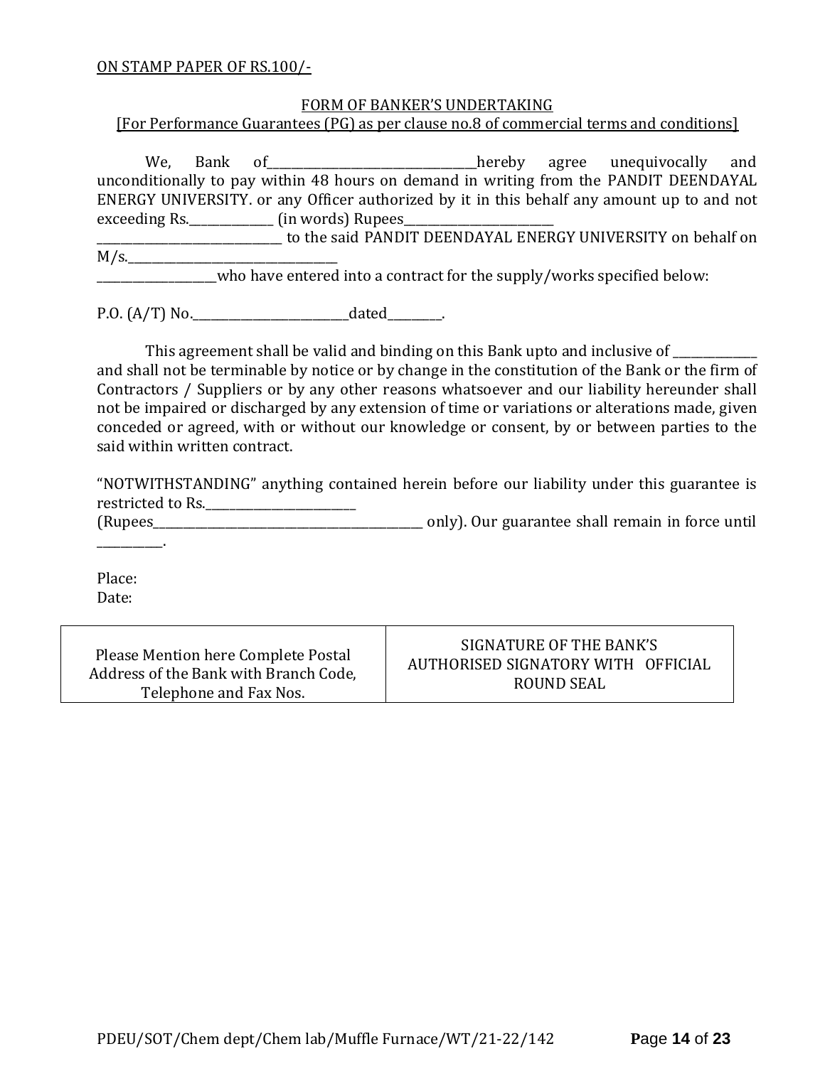ON STAMP PAPER OF RS.100/-

FORM OF BANKER'S UNDERTAKING

[For Performance Guarantees (PG) as per clause no.8 of commercial terms and conditions]

We, Bank of____________________________________hereby agree unequivocally and unconditionally to pay within 48 hours on demand in writing from the PANDIT DEENDAYAL ENERGY UNIVERSITY. or any Officer authorized by it in this behalf any amount up to and not exceeding Rs.______________ (in words) Rupees_________________________ ________________________________ to the said PANDIT DEENDAYAL ENERGY UNIVERSITY on behalf on M/s.___________________________________ ____________________who have entered into a contract for the supply/works specified below:

P.O. (A/T) No.__________________________dated_________.

This agreement shall be valid and binding on this Bank upto and inclusive of ______________ and shall not be terminable by notice or by change in the constitution of the Bank or the firm of Contractors / Suppliers or by any other reasons whatsoever and our liability hereunder shall not be impaired or discharged by any extension of time or variations or alterations made, given conceded or agreed, with or without our knowledge or consent, by or between parties to the said within written contract.

"NOTWITHSTANDING" anything contained herein before our liability under this guarantee is restricted to Rs.__________________________ (Rupees_______________________________________________ only). Our guarantee shall remain in force until ___________.

Place:
Date:

| Please Mention here Complete Postal Address of the Bank with Branch Code, Telephone and Fax Nos. | SIGNATURE OF THE BANK'S AUTHORISED SIGNATORY WITH OFFICIAL ROUND SEAL |
|---|---|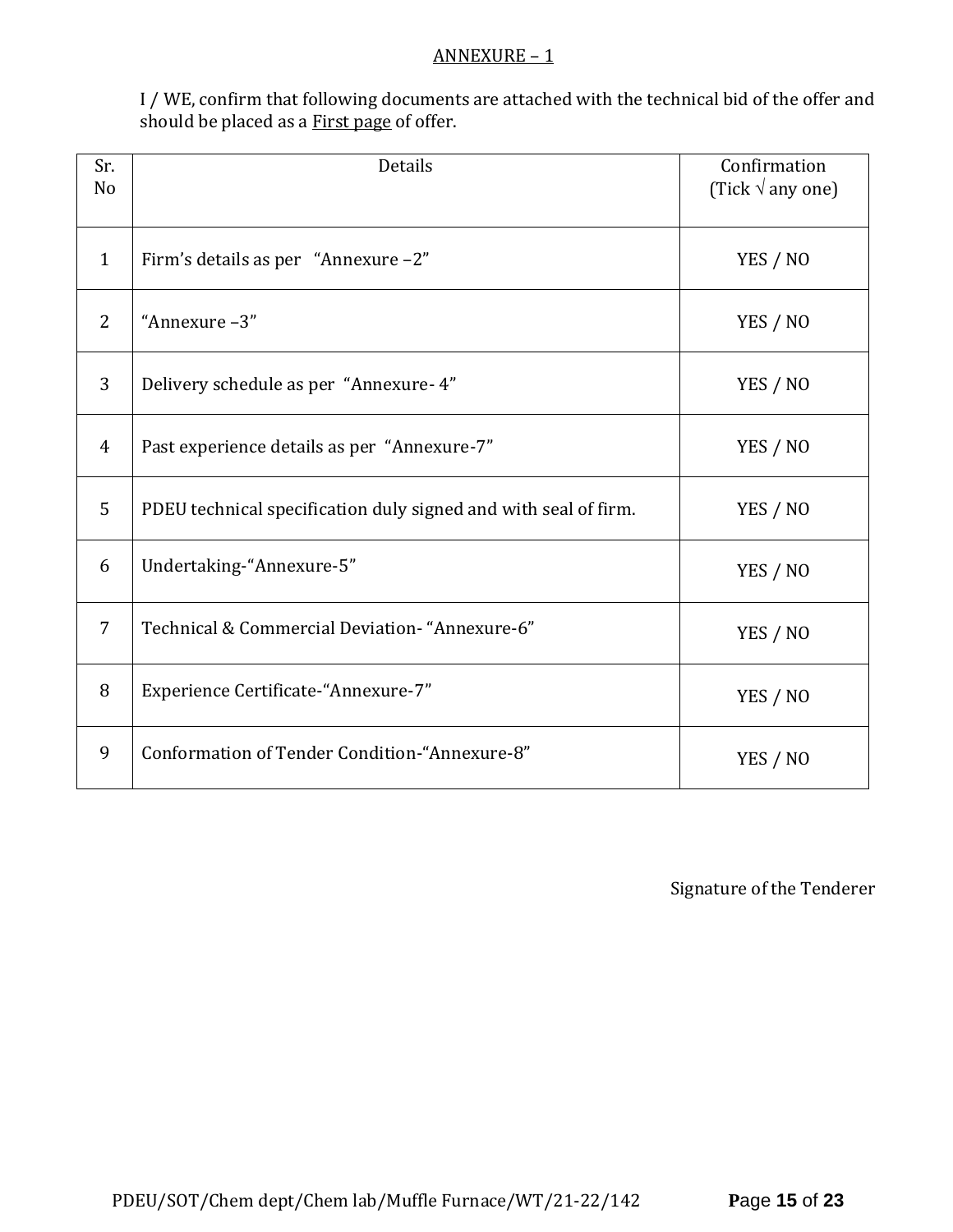## ANNEXURE – 1

I / WE, confirm that following documents are attached with the technical bid of the offer and should be placed as a First page of offer.

| Sr. No | Details | Confirmation (Tick √ any one) |
|---|---|---|
| 1 | Firm's details as per "Annexure –2" | YES / NO |
| 2 | "Annexure –3" | YES / NO |
| 3 | Delivery schedule as per "Annexure- 4" | YES / NO |
| 4 | Past experience details as per "Annexure-7" | YES / NO |
| 5 | PDEU technical specification duly signed and with seal of firm. | YES / NO |
| 6 | Undertaking-"Annexure-5" | YES / NO |
| 7 | Technical & Commercial Deviation- "Annexure-6" | YES / NO |
| 8 | Experience Certificate-"Annexure-7" | YES / NO |
| 9 | Conformation of Tender Condition-"Annexure-8" | YES / NO |

Signature of the Tenderer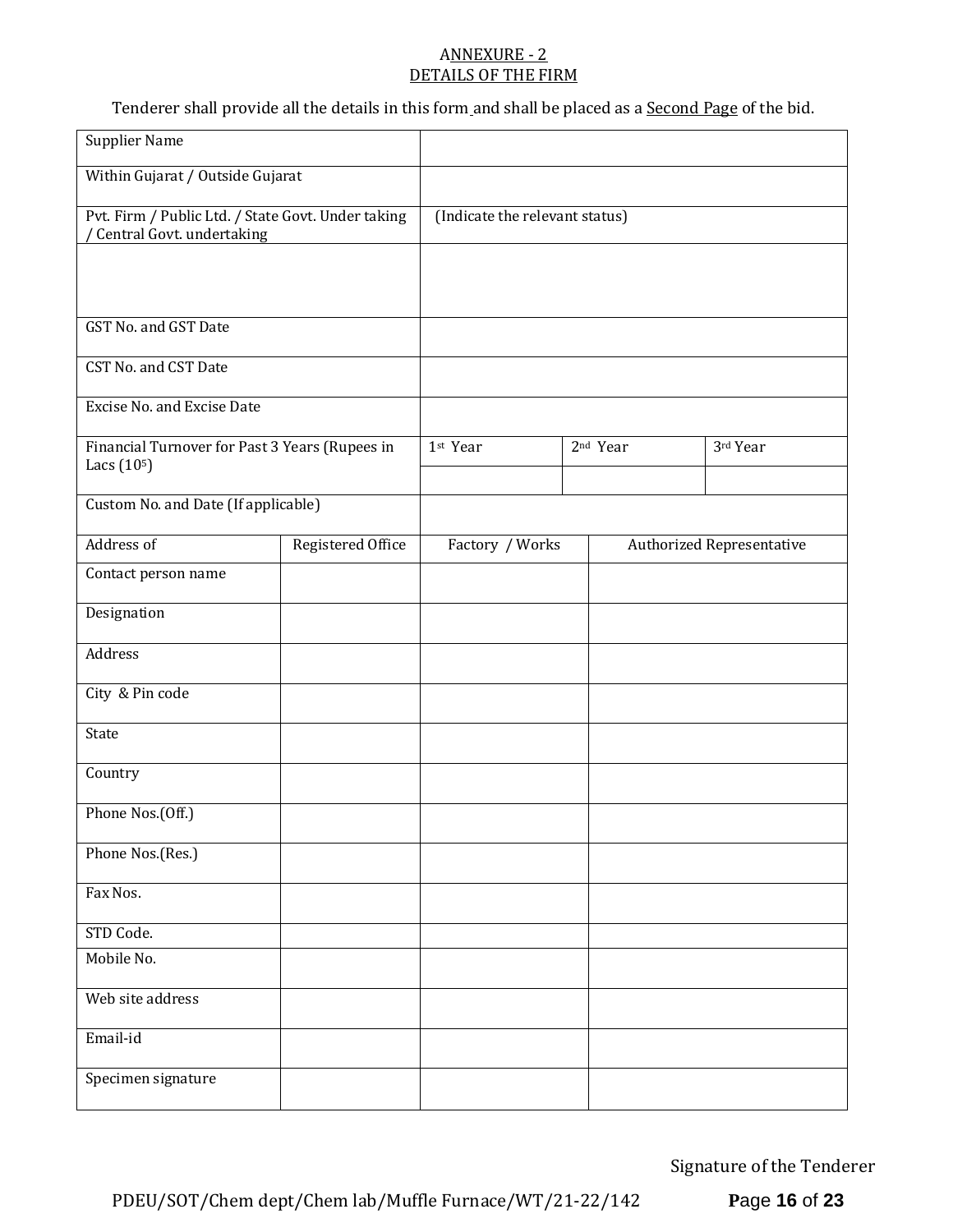## ANNEXURE - 2
## DETAILS OF THE FIRM

Tenderer shall provide all the details in this form and shall be placed as a Second Page of the bid.

| | | | |
|---|---|---|---|
| Supplier Name | | | |
| Within Gujarat / Outside Gujarat | | | |
| Pvt. Firm / Public Ltd. / State Govt. Under taking / Central Govt. undertaking | (Indicate the relevant status) | | |
| | | | |
| GST No. and GST Date | | | |
| CST No. and CST Date | | | |
| Excise No. and Excise Date | | | |
| Financial Turnover for Past 3 Years (Rupees in Lacs ($10^5$) | 1st Year | 2nd Year | 3rd Year |
| | | | |
| Custom No. and Date (If applicable) | | | |

| Address of | Registered Office | Factory / Works | Authorized Representative |
|---|---|---|---|
| Contact person name | | | |
| Designation | | | |
| Address | | | |
| City & Pin code | | | |
| State | | | |
| Country | | | |
| Phone Nos.(Off.) | | | |
| Phone Nos.(Res.) | | | |
| Fax Nos. | | | |
| STD Code. | | | |
| Mobile No. | | | |
| Web site address | | | |
| Email-id | | | |
| Specimen signature | | | |

Signature of the Tenderer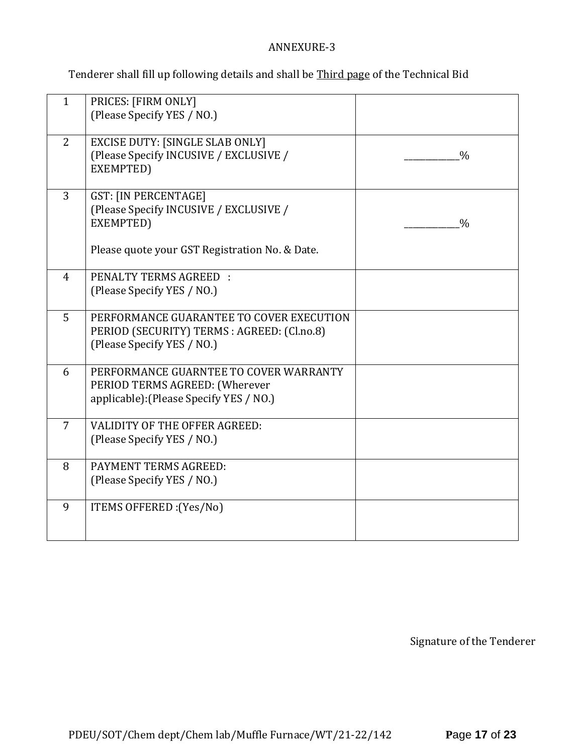ANNEXURE-3

Tenderer shall fill up following details and shall be <u>Third page</u> of the Technical Bid

| | | |
|---|---|---|
| 1 | PRICES: [FIRM ONLY]<br>(Please Specify YES / NO.) | |
| 2 | EXCISE DUTY: [SINGLE SLAB ONLY]<br>(Please Specify INCUSIVE / EXCLUSIVE / EXEMPTED) | ___________% |
| 3 | GST: [IN PERCENTAGE]<br>(Please Specify INCUSIVE / EXCLUSIVE / EXEMPTED)<br><br>Please quote your GST Registration No. & Date. | ___________% |
| 4 | PENALTY TERMS AGREED :<br>(Please Specify YES / NO.) | |
| 5 | PERFORMANCE GUARANTEE TO COVER EXECUTION PERIOD (SECURITY) TERMS : AGREED: (Cl.no.8)<br>(Please Specify YES / NO.) | |
| 6 | PERFORMANCE GUARNTEE TO COVER WARRANTY PERIOD TERMS AGREED: (Wherever applicable):(Please Specify YES / NO.) | |
| 7 | VALIDITY OF THE OFFER AGREED:<br>(Please Specify YES / NO.) | |
| 8 | PAYMENT TERMS AGREED:<br>(Please Specify YES / NO.) | |
| 9 | ITEMS OFFERED :(Yes/No) | |

Signature of the Tenderer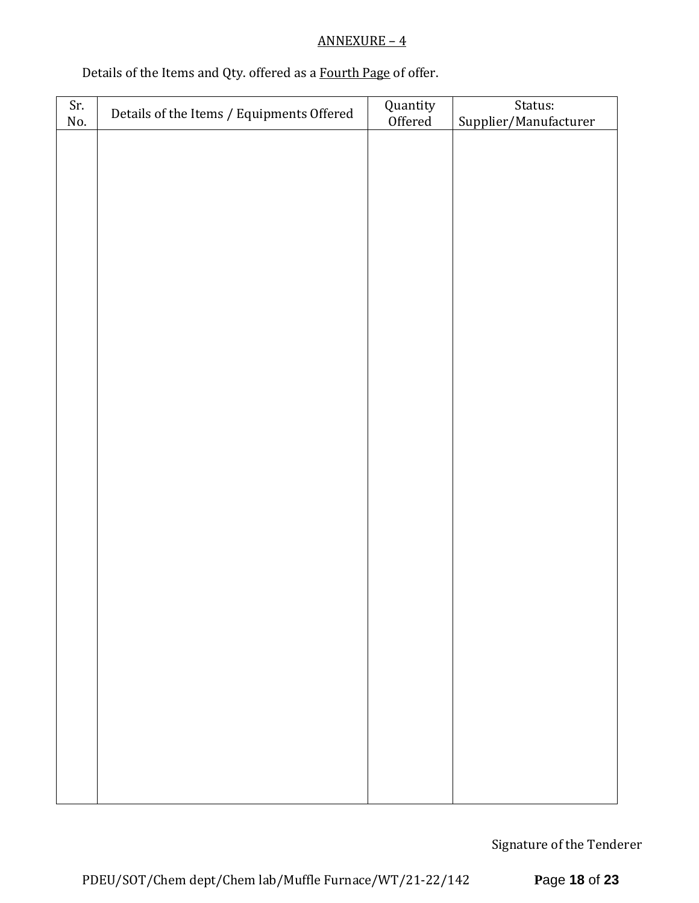ANNEXURE – 4

Details of the Items and Qty. offered as a Fourth Page of offer.

| Sr. No. | Details of the Items / Equipments Offered | Quantity Offered | Status: Supplier/Manufacturer |
|---|---|---|---|
| | | | |

Signature of the Tenderer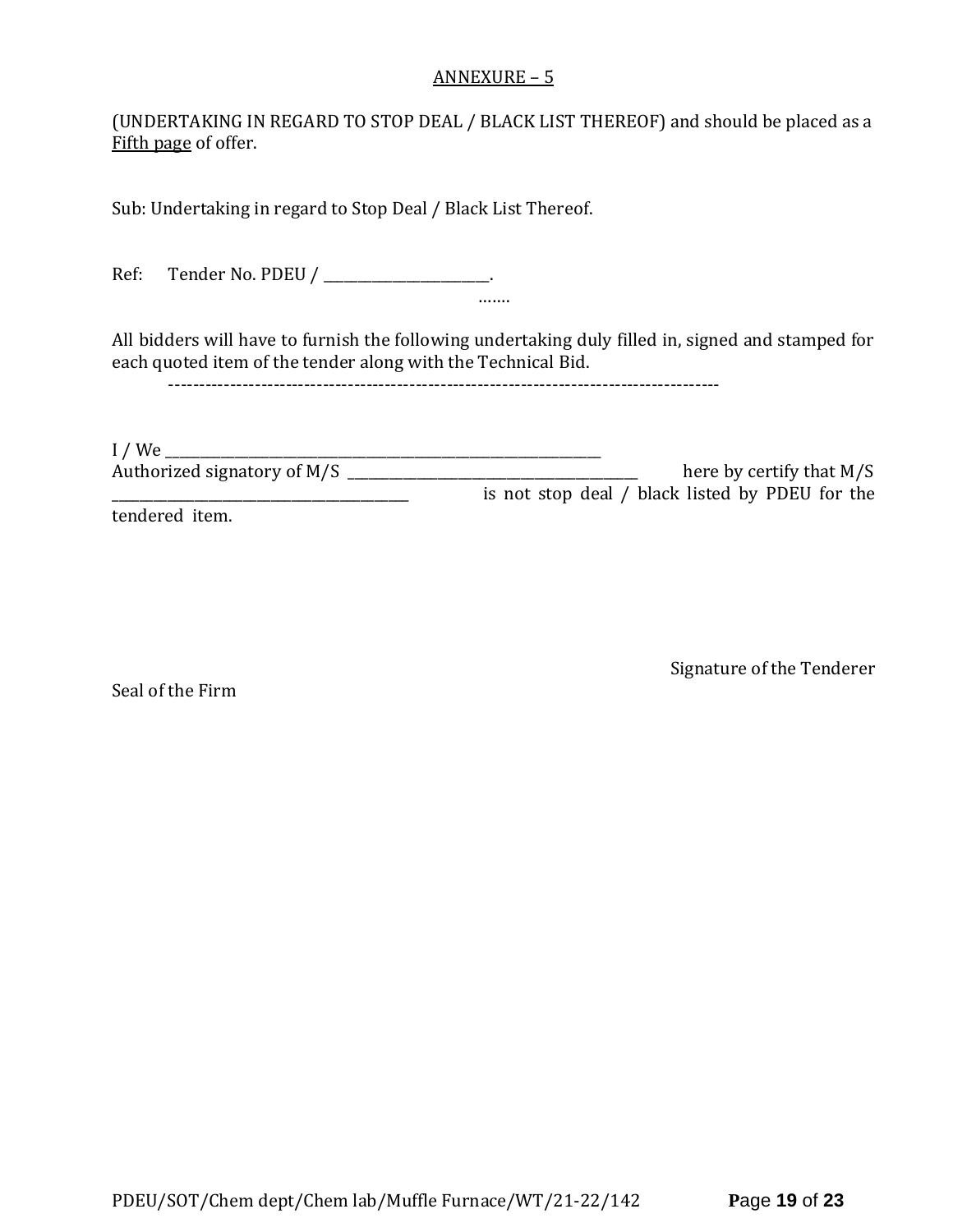## ANNEXURE – 5

(UNDERTAKING IN REGARD TO STOP DEAL / BLACK LIST THEREOF) and should be placed as a <u>Fifth page</u> of offer.

Sub: Undertaking in regard to Stop Deal / Black List Thereof.

Ref: Tender No. PDEU / ______________________.

…….

All bidders will have to furnish the following undertaking duly filled in, signed and stamped for each quoted item of the tender along with the Technical Bid.

------------------------------------------------------------------------------------------

I / We ____________________________________________________________
Authorized signatory of M/S ________________________________________ here by certify that M/S ________________________________________ is not stop deal / black listed by PDEU for the tendered item.

Signature of the Tenderer

Seal of the Firm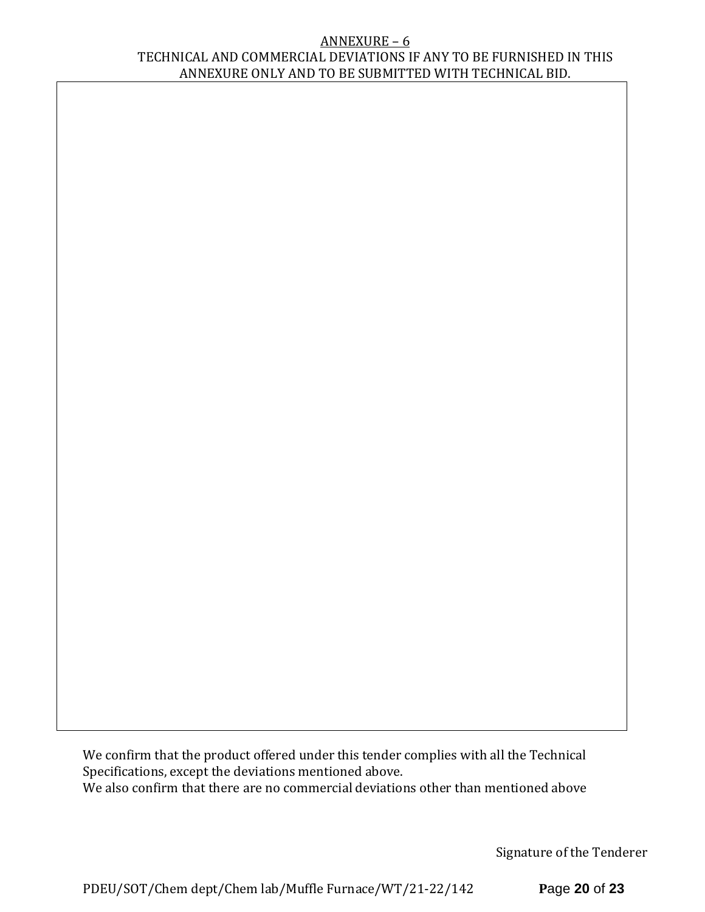## ANNEXURE – 6

TECHNICAL AND COMMERCIAL DEVIATIONS IF ANY TO BE FURNISHED IN THIS ANNEXURE ONLY AND TO BE SUBMITTED WITH TECHNICAL BID.

| |
|---|
| |

We confirm that the product offered under this tender complies with all the Technical Specifications, except the deviations mentioned above.
We also confirm that there are no commercial deviations other than mentioned above

Signature of the Tenderer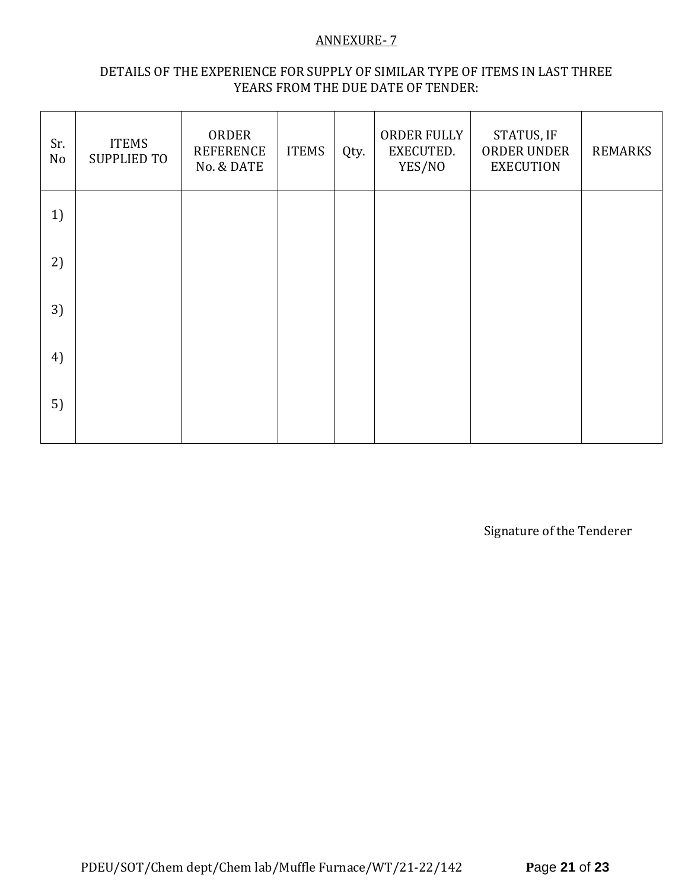ANNEXURE- 7

DETAILS OF THE EXPERIENCE FOR SUPPLY OF SIMILAR TYPE OF ITEMS IN LAST THREE YEARS FROM THE DUE DATE OF TENDER:

| Sr. No | ITEMS SUPPLIED TO | ORDER REFERENCE No. & DATE | ITEMS | Qty. | ORDER FULLY EXECUTED. YES/NO | STATUS, IF ORDER UNDER EXECUTION | REMARKS |
|---|---|---|---|---|---|---|---|
| 1) | | | | | | | |
| 2) | | | | | | | |
| 3) | | | | | | | |
| 4) | | | | | | | |
| 5) | | | | | | | |

Signature of the Tenderer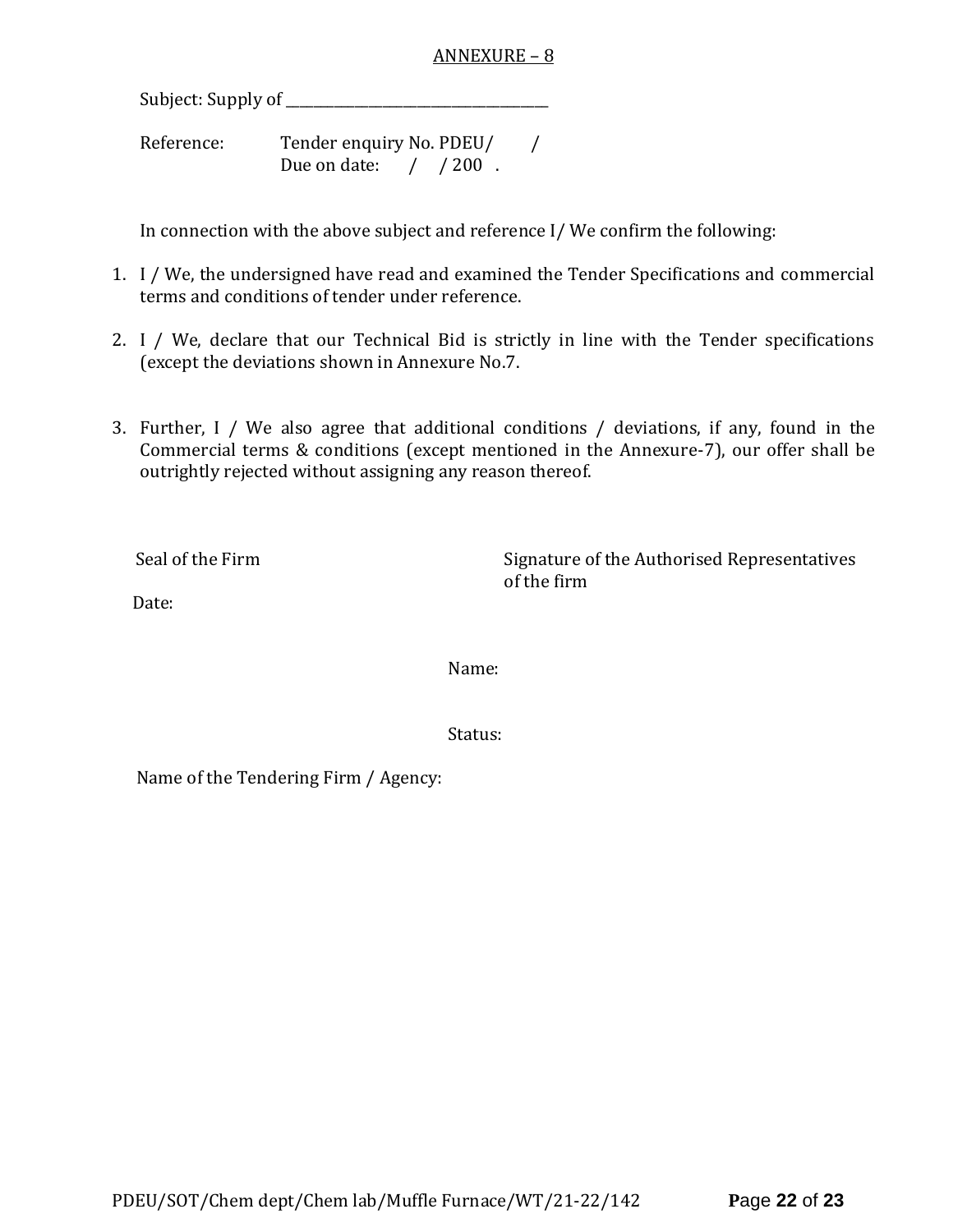# ANNEXURE – 8

Subject: Supply of ______________________________________

Reference: Tender enquiry No. PDEU/ /
Due on date: / / 200 .

In connection with the above subject and reference I/ We confirm the following:

1. I / We, the undersigned have read and examined the Tender Specifications and commercial terms and conditions of tender under reference.

2. I / We, declare that our Technical Bid is strictly in line with the Tender specifications (except the deviations shown in Annexure No.7.

3. Further, I / We also agree that additional conditions / deviations, if any, found in the Commercial terms & conditions (except mentioned in the Annexure-7), our offer shall be outrightly rejected without assigning any reason thereof.

Seal of the Firm

Signature of the Authorised Representatives of the firm

Date:

Name:

Status:

Name of the Tendering Firm / Agency: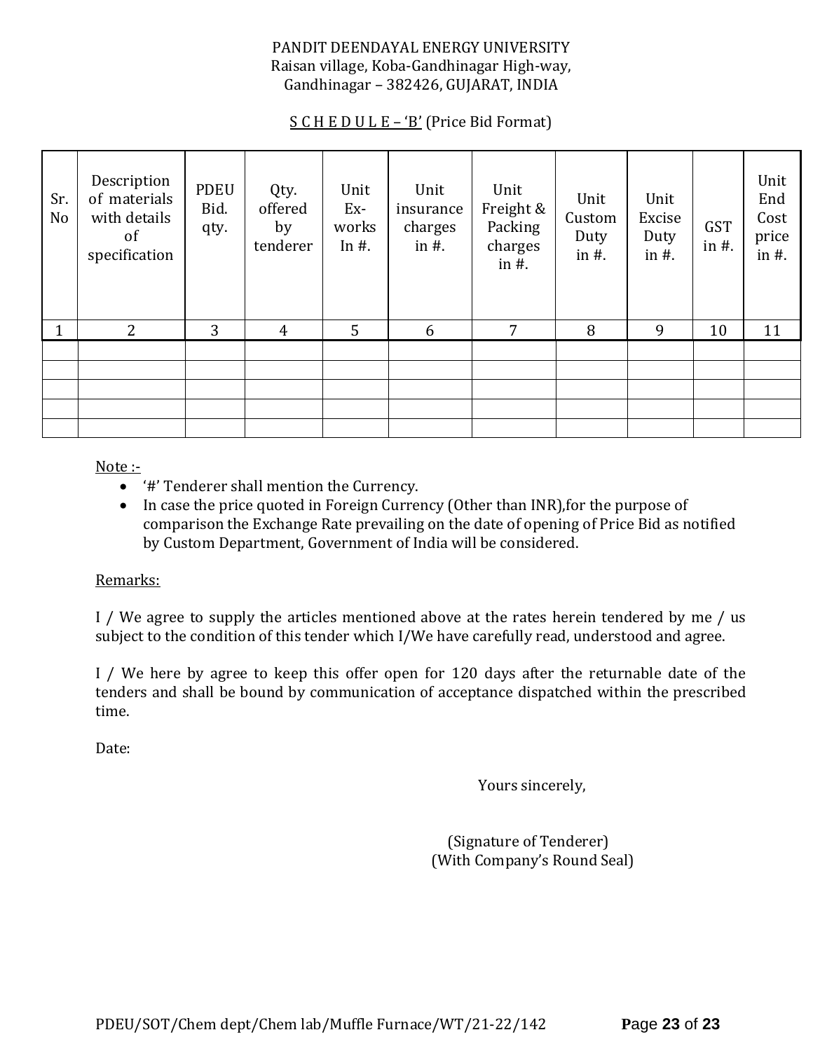PANDIT DEENDAYAL ENERGY UNIVERSITY
Raisan village, Koba-Gandhinagar High-way,
Gandhinagar – 382426, GUJARAT, INDIA

S C H E D U L E – 'B' (Price Bid Format)

| Sr. No | Description of materials with details of specification | PDEU Bid. qty. | Qty. offered by tenderer | Unit Ex-works In #. | Unit insurance charges in #. | Unit Freight & Packing charges in #. | Unit Custom Duty in #. | Unit Excise Duty in #. | GST in #. | Unit End Cost price in #. |
|---|---|---|---|---|---|---|---|---|---|---|
| 1 | 2 | 3 | 4 | 5 | 6 | 7 | 8 | 9 | 10 | 11 |
| | | | | | | | | | | |
| | | | | | | | | | | |
| | | | | | | | | | | |
| | | | | | | | | | | |
| | | | | | | | | | | |

Note :-

- '#' Tenderer shall mention the Currency.
- In case the price quoted in Foreign Currency (Other than INR),for the purpose of comparison the Exchange Rate prevailing on the date of opening of Price Bid as notified by Custom Department, Government of India will be considered.

Remarks:

I / We agree to supply the articles mentioned above at the rates herein tendered by me / us subject to the condition of this tender which I/We have carefully read, understood and agree.

I / We here by agree to keep this offer open for 120 days after the returnable date of the tenders and shall be bound by communication of acceptance dispatched within the prescribed time.

Date:

Yours sincerely,

(Signature of Tenderer)
(With Company's Round Seal)